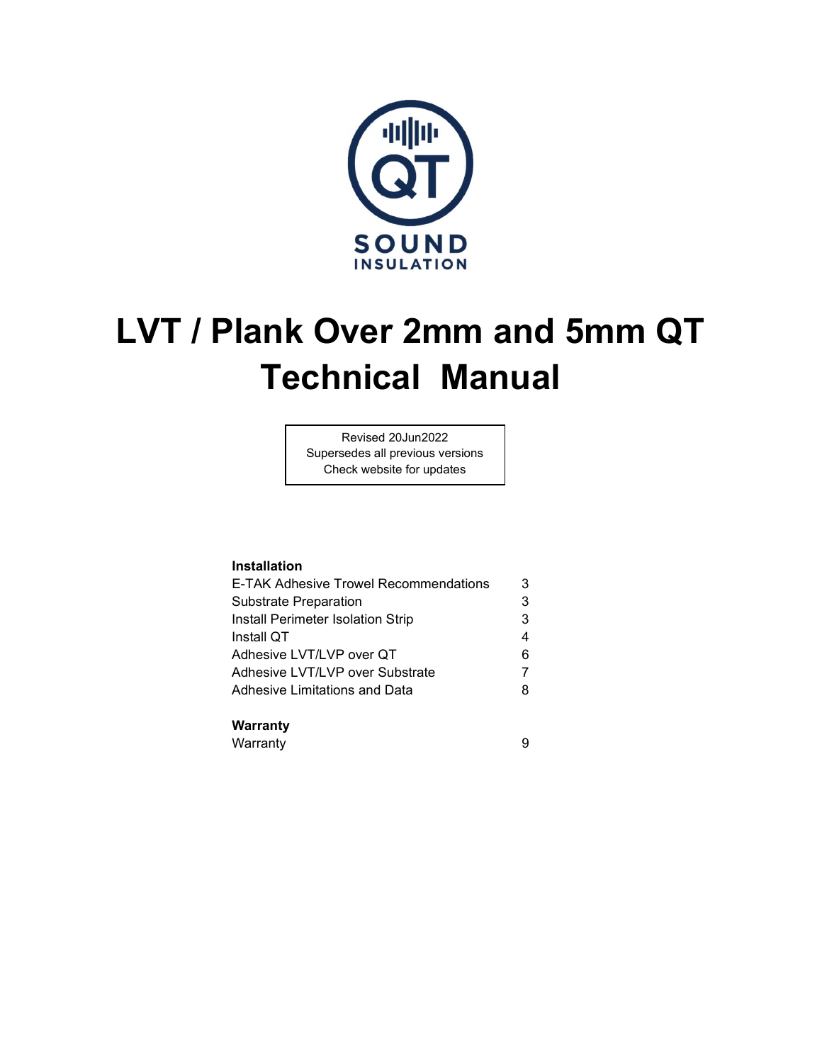QT

SOUND
INSULATION

# LVT / Plank Over 2mm and 5mm QT Technical Manual

Revised 20Jun2022
Supersedes all previous versions
Check website for updates

**Installation**

| | |
|---|---|
| E-TAK Adhesive Trowel Recommendations | 3 |
| Substrate Preparation | 3 |
| Install Perimeter Isolation Strip | 3 |
| Install QT | 4 |
| Adhesive LVT/LVP over QT | 6 |
| Adhesive LVT/LVP over Substrate | 7 |
| Adhesive Limitations and Data | 8 |

**Warranty**

| | |
|---|---|
| Warranty | 9 |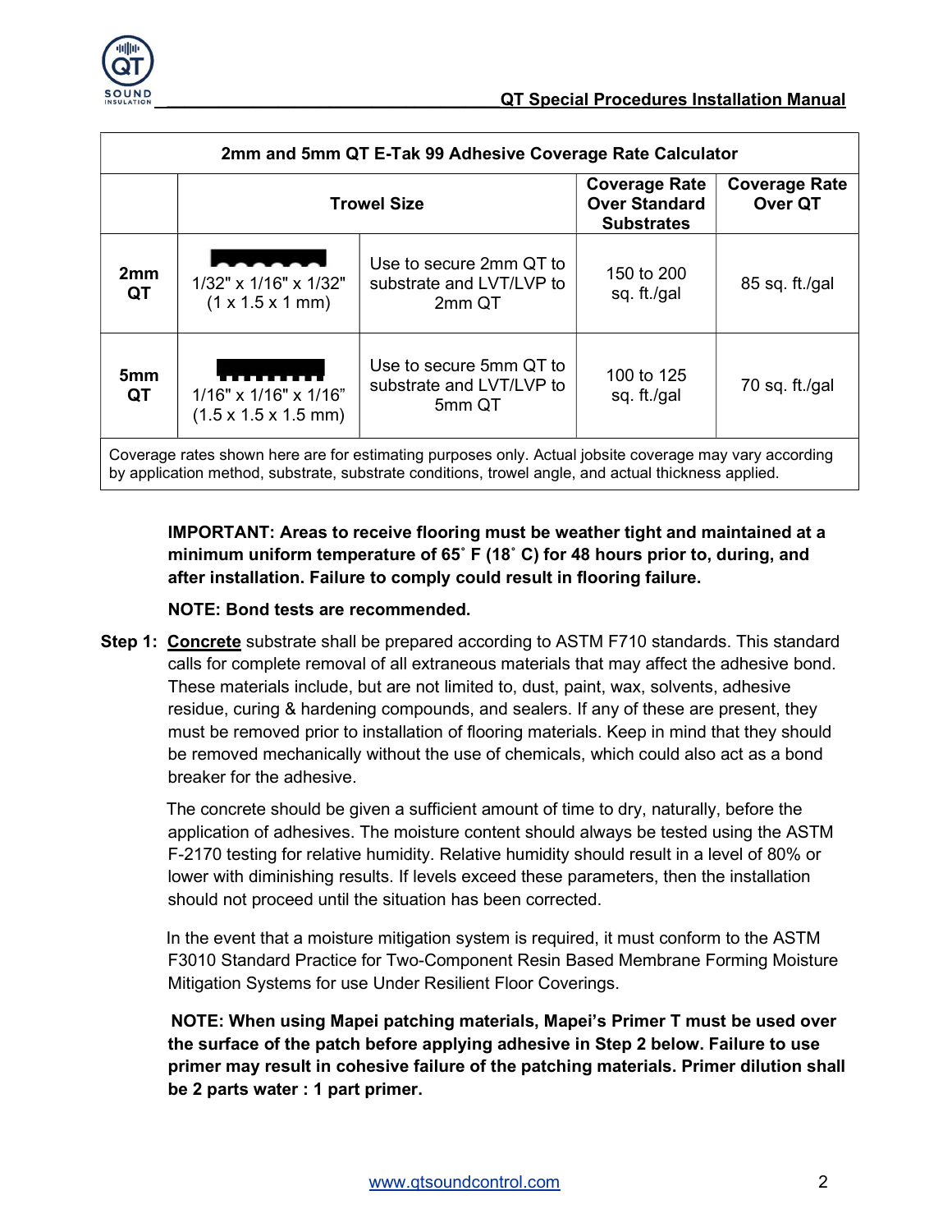| 2mm and 5mm QT E-Tak 99 Adhesive Coverage Rate Calculator | | | | |
|---|---|---|---|---|
| | Trowel Size | | Coverage Rate Over Standard Substrates | Coverage Rate Over QT |
| **2mm QT** | 1/32" x 1/16" x 1/32" (1 x 1.5 x 1 mm) | Use to secure 2mm QT to substrate and LVT/LVP to 2mm QT | 150 to 200 sq. ft./gal | 85 sq. ft./gal |
| **5mm QT** | 1/16" x 1/16" x 1/16" (1.5 x 1.5 x 1.5 mm) | Use to secure 5mm QT to substrate and LVT/LVP to 5mm QT | 100 to 125 sq. ft./gal | 70 sq. ft./gal |
| Coverage rates shown here are for estimating purposes only. Actual jobsite coverage may vary according by application method, substrate, substrate conditions, trowel angle, and actual thickness applied. | | | | |

**IMPORTANT: Areas to receive flooring must be weather tight and maintained at a minimum uniform temperature of 65˚ F (18˚ C) for 48 hours prior to, during, and after installation. Failure to comply could result in flooring failure.**

**NOTE: Bond tests are recommended.**

**Step 1:** **Concrete** substrate shall be prepared according to ASTM F710 standards. This standard calls for complete removal of all extraneous materials that may affect the adhesive bond. These materials include, but are not limited to, dust, paint, wax, solvents, adhesive residue, curing & hardening compounds, and sealers. If any of these are present, they must be removed prior to installation of flooring materials. Keep in mind that they should be removed mechanically without the use of chemicals, which could also act as a bond breaker for the adhesive.

The concrete should be given a sufficient amount of time to dry, naturally, before the application of adhesives. The moisture content should always be tested using the ASTM F-2170 testing for relative humidity. Relative humidity should result in a level of 80% or lower with diminishing results. If levels exceed these parameters, then the installation should not proceed until the situation has been corrected.

In the event that a moisture mitigation system is required, it must conform to the ASTM F3010 Standard Practice for Two-Component Resin Based Membrane Forming Moisture Mitigation Systems for use Under Resilient Floor Coverings.

**NOTE: When using Mapei patching materials, Mapei's Primer T must be used over the surface of the patch before applying adhesive in Step 2 below. Failure to use primer may result in cohesive failure of the patching materials. Primer dilution shall be 2 parts water : 1 part primer.**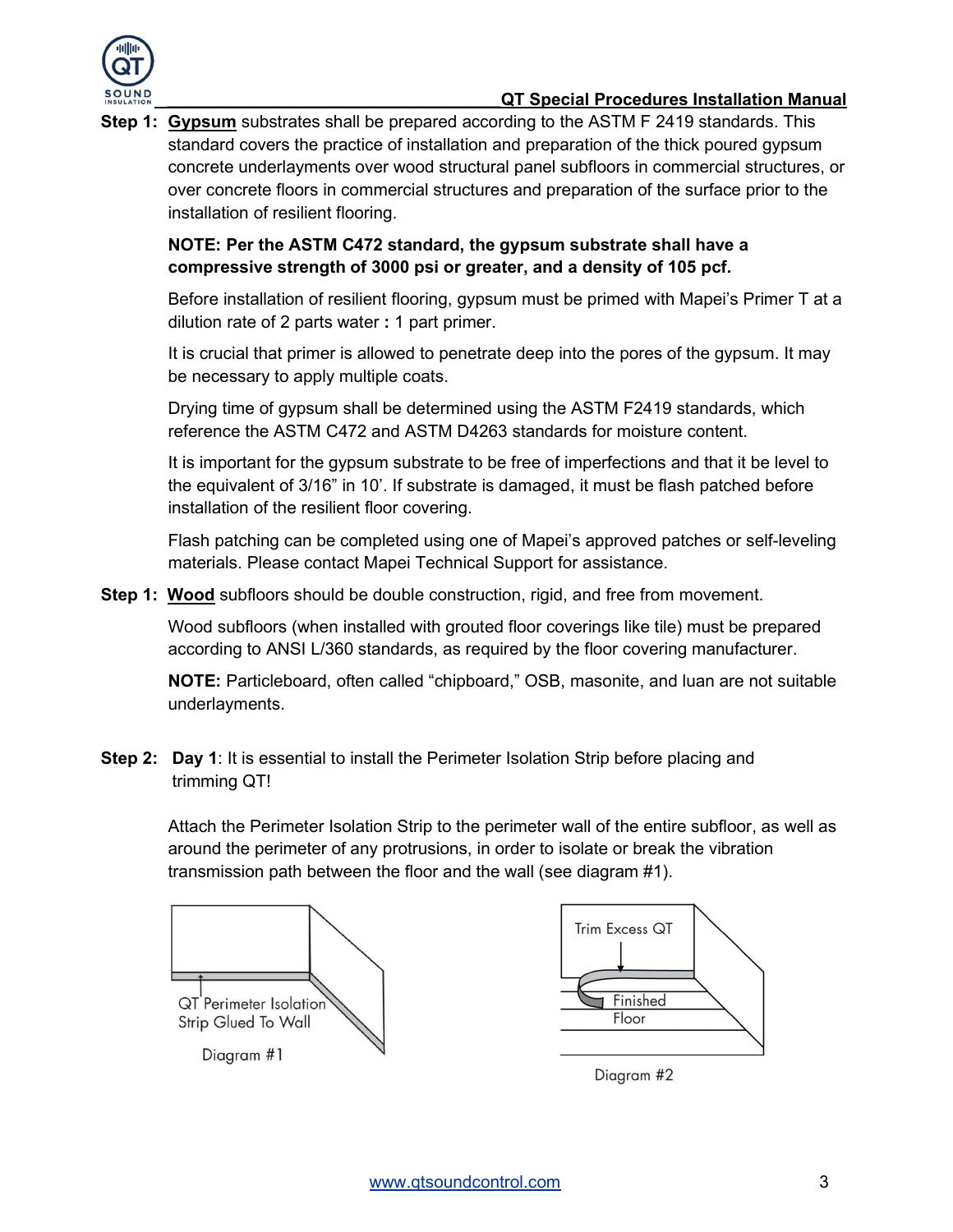**Step 1: <u>Gypsum</u>** substrates shall be prepared according to the ASTM F 2419 standards. This standard covers the practice of installation and preparation of the thick poured gypsum concrete underlayments over wood structural panel subfloors in commercial structures, or over concrete floors in commercial structures and preparation of the surface prior to the installation of resilient flooring.

**NOTE: Per the ASTM C472 standard, the gypsum substrate shall have a compressive strength of 3000 psi or greater, and a density of 105 pcf.**

Before installation of resilient flooring, gypsum must be primed with Mapei's Primer T at a dilution rate of 2 parts water **:** 1 part primer.

It is crucial that primer is allowed to penetrate deep into the pores of the gypsum. It may be necessary to apply multiple coats.

Drying time of gypsum shall be determined using the ASTM F2419 standards, which reference the ASTM C472 and ASTM D4263 standards for moisture content.

It is important for the gypsum substrate to be free of imperfections and that it be level to the equivalent of 3/16" in 10'. If substrate is damaged, it must be flash patched before installation of the resilient floor covering.

Flash patching can be completed using one of Mapei's approved patches or self-leveling materials. Please contact Mapei Technical Support for assistance.

**Step 1: <u>Wood</u>** subfloors should be double construction, rigid, and free from movement.

Wood subfloors (when installed with grouted floor coverings like tile) must be prepared according to ANSI L/360 standards, as required by the floor covering manufacturer.

**NOTE:** Particleboard, often called "chipboard," OSB, masonite, and luan are not suitable underlayments.

**Step 2: Day 1**: It is essential to install the Perimeter Isolation Strip before placing and trimming QT!

Attach the Perimeter Isolation Strip to the perimeter wall of the entire subfloor, as well as around the perimeter of any protrusions, in order to isolate or break the vibration transmission path between the floor and the wall (see diagram #1).

QT Perimeter Isolation Strip Glued To Wall

Diagram #1

Trim Excess QT

Finished Floor

Diagram #2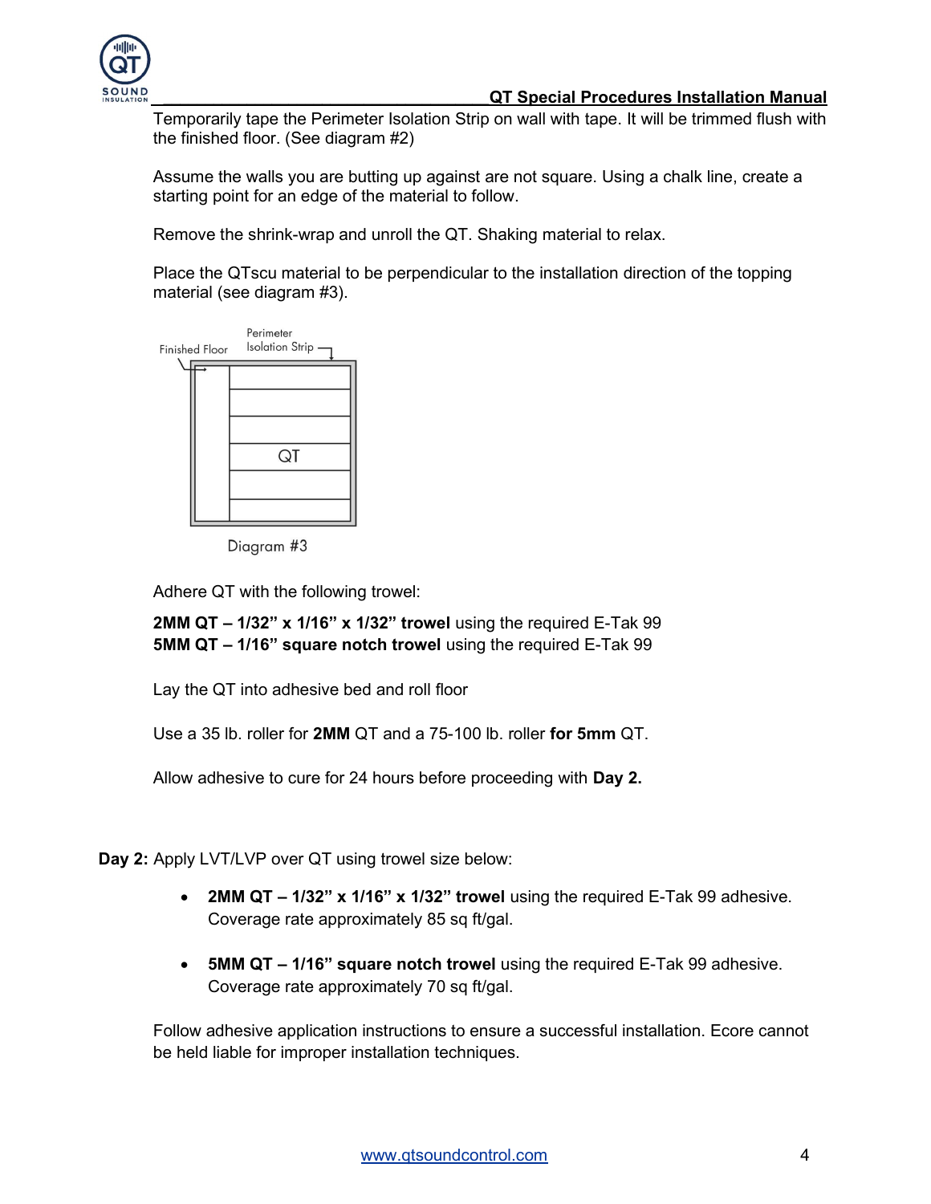Temporarily tape the Perimeter Isolation Strip on wall with tape. It will be trimmed flush with the finished floor. (See diagram #2)

Assume the walls you are butting up against are not square. Using a chalk line, create a starting point for an edge of the material to follow.

Remove the shrink-wrap and unroll the QT. Shaking material to relax.

Place the QTscu material to be perpendicular to the installation direction of the topping material (see diagram #3).

Finished Floor

Perimeter Isolation Strip

QT

Diagram #3

Adhere QT with the following trowel:

**2MM QT – 1/32" x 1/16" x 1/32" trowel** using the required E-Tak 99
**5MM QT – 1/16" square notch trowel** using the required E-Tak 99

Lay the QT into adhesive bed and roll floor

Use a 35 lb. roller for **2MM** QT and a 75-100 lb. roller **for 5mm** QT.

Allow adhesive to cure for 24 hours before proceeding with **Day 2.**

**Day 2:** Apply LVT/LVP over QT using trowel size below:

- **2MM QT – 1/32" x 1/16" x 1/32" trowel** using the required E-Tak 99 adhesive. Coverage rate approximately 85 sq ft/gal.
- **5MM QT – 1/16" square notch trowel** using the required E-Tak 99 adhesive. Coverage rate approximately 70 sq ft/gal.

Follow adhesive application instructions to ensure a successful installation. Ecore cannot be held liable for improper installation techniques.

www.qtsoundcontrol.com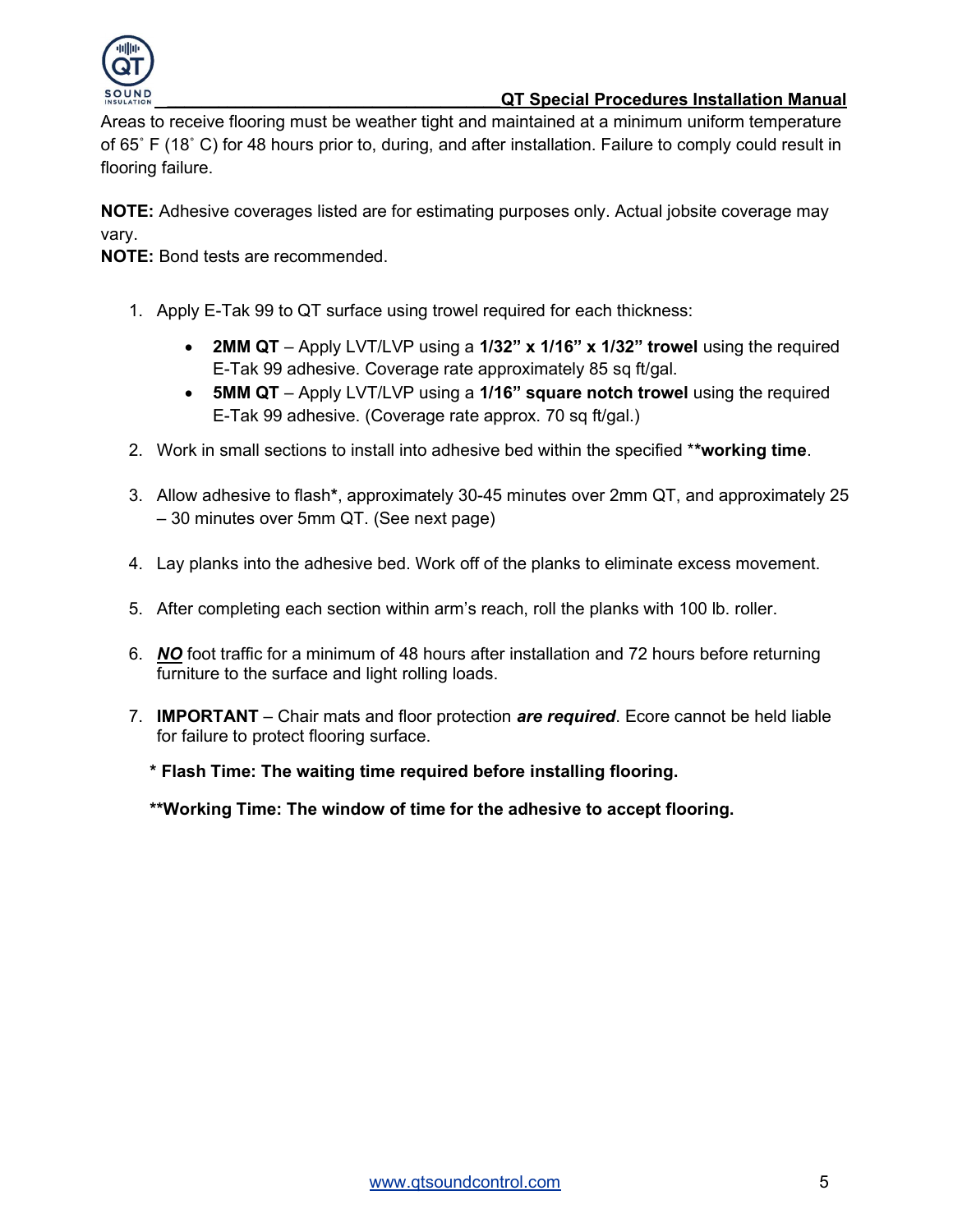Areas to receive flooring must be weather tight and maintained at a minimum uniform temperature of 65˚ F (18˚ C) for 48 hours prior to, during, and after installation. Failure to comply could result in flooring failure.

**NOTE:** Adhesive coverages listed are for estimating purposes only. Actual jobsite coverage may vary.
**NOTE:** Bond tests are recommended.

1. Apply E-Tak 99 to QT surface using trowel required for each thickness:
   - **2MM QT** – Apply LVT/LVP using a **1/32" x 1/16" x 1/32" trowel** using the required E-Tak 99 adhesive. Coverage rate approximately 85 sq ft/gal.
   - **5MM QT** – Apply LVT/LVP using a **1/16" square notch trowel** using the required E-Tak 99 adhesive. (Coverage rate approx. 70 sq ft/gal.)
2. Work in small sections to install into adhesive bed within the specified ****working time**.
3. Allow adhesive to flash**\***, approximately 30-45 minutes over 2mm QT, and approximately 25 – 30 minutes over 5mm QT. (See next page)
4. Lay planks into the adhesive bed. Work off of the planks to eliminate excess movement.
5. After completing each section within arm's reach, roll the planks with 100 lb. roller.
6. ***NO*** foot traffic for a minimum of 48 hours after installation and 72 hours before returning furniture to the surface and light rolling loads.
7. **IMPORTANT** – Chair mats and floor protection ***are required***. Ecore cannot be held liable for failure to protect flooring surface.

**\* Flash Time: The waiting time required before installing flooring.**

**\*\*Working Time: The window of time for the adhesive to accept flooring.**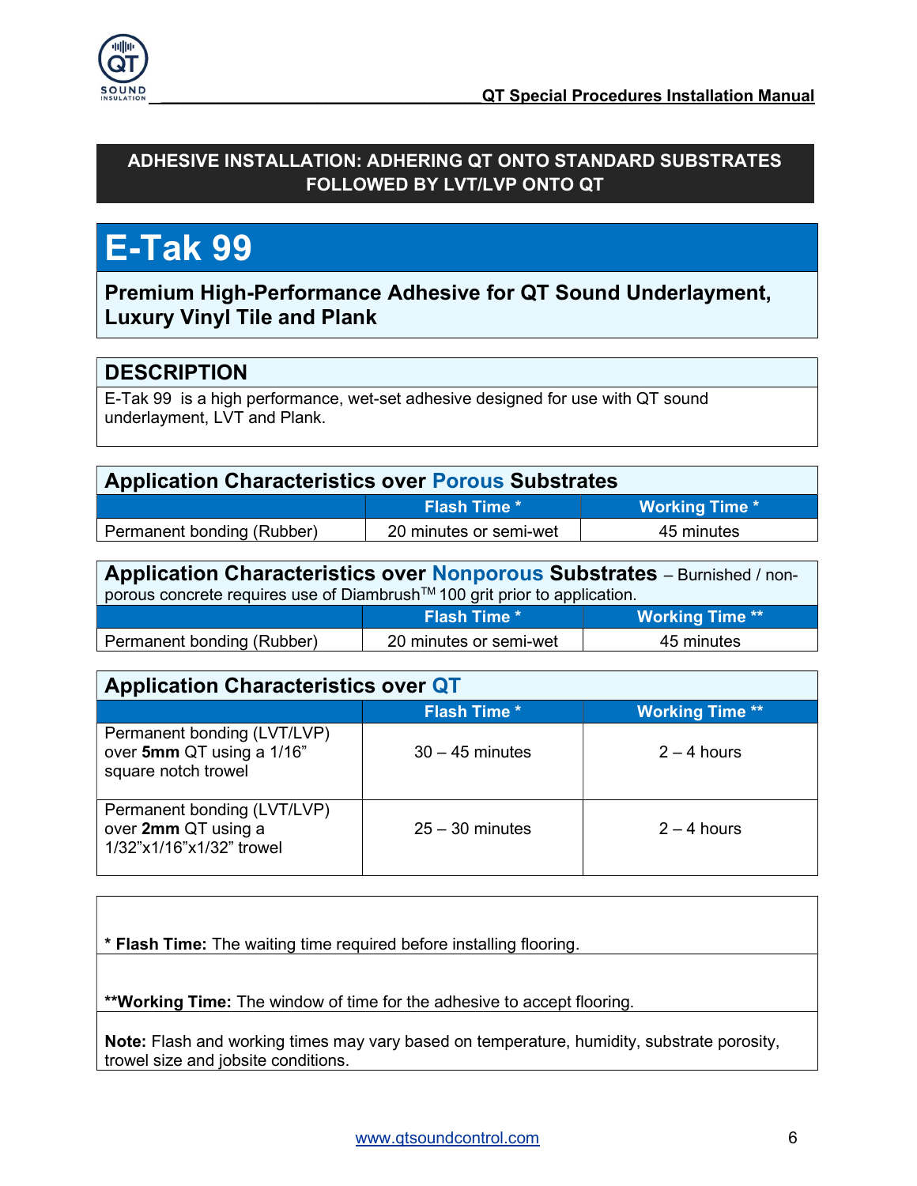## ADHESIVE INSTALLATION: ADHERING QT ONTO STANDARD SUBSTRATES FOLLOWED BY LVT/LVP ONTO QT

# E-Tak 99

### Premium High-Performance Adhesive for QT Sound Underlayment, Luxury Vinyl Tile and Plank

## DESCRIPTION

E-Tak 99 is a high performance, wet-set adhesive designed for use with QT sound underlayment, LVT and Plank.

## Application Characteristics over Porous Substrates

| | Flash Time * | Working Time * |
|---|---|---|
| Permanent bonding (Rubber) | 20 minutes or semi-wet | 45 minutes |

## Application Characteristics over Nonporous Substrates

– Burnished / non-porous concrete requires use of Diambrush™ 100 grit prior to application.

| | Flash Time * | Working Time ** |
|---|---|---|
| Permanent bonding (Rubber) | 20 minutes or semi-wet | 45 minutes |

## Application Characteristics over QT

| | Flash Time * | Working Time ** |
|---|---|---|
| Permanent bonding (LVT/LVP) over **5mm** QT using a 1/16" square notch trowel | 30 – 45 minutes | 2 – 4 hours |
| Permanent bonding (LVT/LVP) over **2mm** QT using a 1/32"x1/16"x1/32" trowel | 25 – 30 minutes | 2 – 4 hours |

\* **Flash Time:** The waiting time required before installing flooring.

****Working Time:** The window of time for the adhesive to accept flooring.

**Note:** Flash and working times may vary based on temperature, humidity, substrate porosity, trowel size and jobsite conditions.

www.qtsoundcontrol.com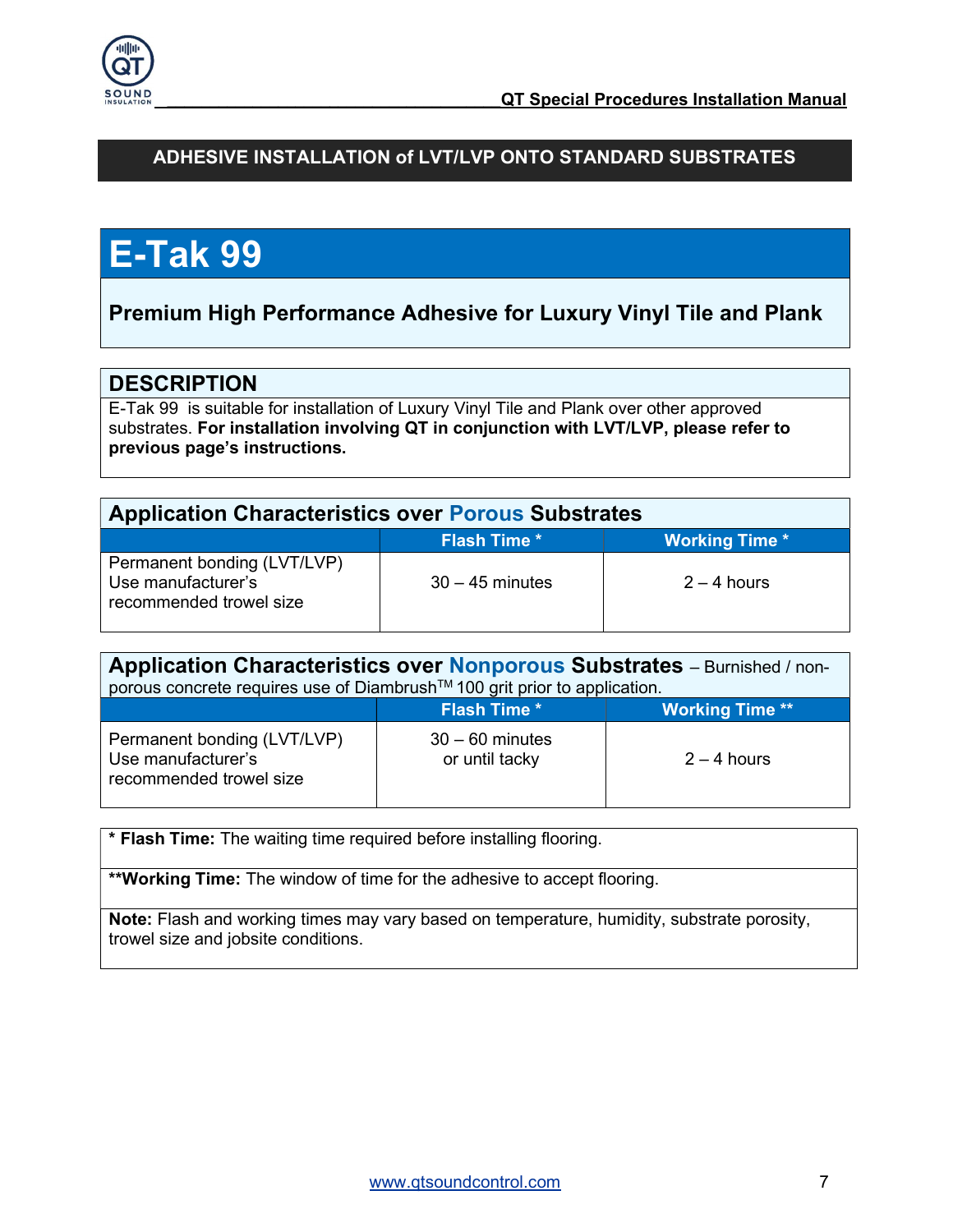## ADHESIVE INSTALLATION of LVT/LVP ONTO STANDARD SUBSTRATES

# E-Tak 99

### Premium High Performance Adhesive for Luxury Vinyl Tile and Plank

## DESCRIPTION

E-Tak 99 is suitable for installation of Luxury Vinyl Tile and Plank over other approved substrates. **For installation involving QT in conjunction with LVT/LVP, please refer to previous page's instructions.**

### Application Characteristics over Porous Substrates

| | Flash Time * | Working Time * |
|---|---|---|
| Permanent bonding (LVT/LVP) Use manufacturer's recommended trowel size | 30 – 45 minutes | 2 – 4 hours |

### Application Characteristics over Nonporous Substrates – Burnished / non-porous concrete requires use of Diambrush™ 100 grit prior to application.

| | Flash Time * | Working Time ** |
|---|---|---|
| Permanent bonding (LVT/LVP) Use manufacturer's recommended trowel size | 30 – 60 minutes or until tacky | 2 – 4 hours |

**\* Flash Time:** The waiting time required before installing flooring.

**\*\*Working Time:** The window of time for the adhesive to accept flooring.

**Note:** Flash and working times may vary based on temperature, humidity, substrate porosity, trowel size and jobsite conditions.

www.qtsoundcontrol.com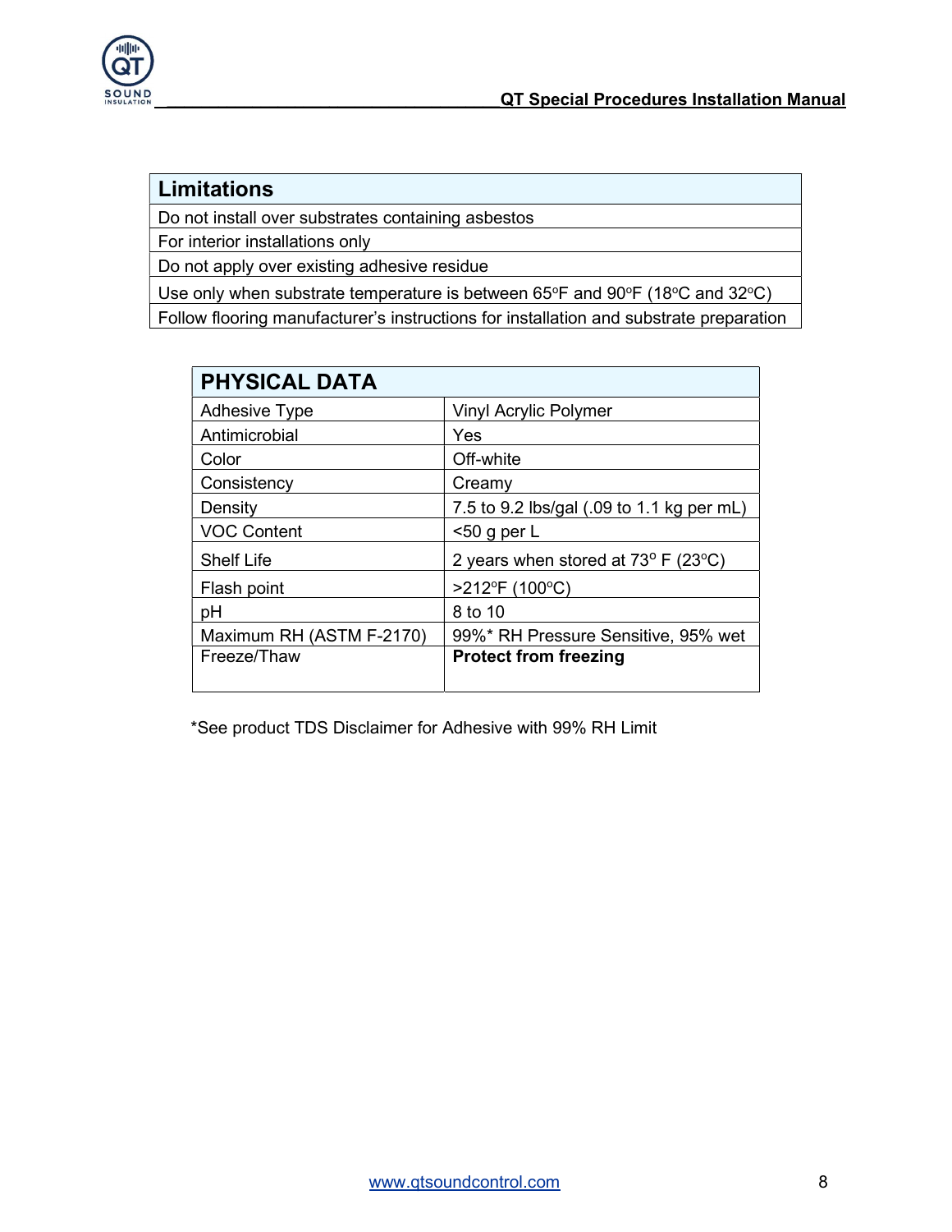| Limitations |
|---|
| Do not install over substrates containing asbestos |
| For interior installations only |
| Do not apply over existing adhesive residue |
| Use only when substrate temperature is between 65°F and 90°F (18°C and 32°C) |
| Follow flooring manufacturer's instructions for installation and substrate preparation |

| PHYSICAL DATA | |
|---|---|
| Adhesive Type | Vinyl Acrylic Polymer |
| Antimicrobial | Yes |
| Color | Off-white |
| Consistency | Creamy |
| Density | 7.5 to 9.2 lbs/gal (.09 to 1.1 kg per mL) |
| VOC Content | <50 g per L |
| Shelf Life | 2 years when stored at 73° F (23°C) |
| Flash point | >212°F (100°C) |
| pH | 8 to 10 |
| Maximum RH (ASTM F-2170) | 99%* RH Pressure Sensitive, 95% wet |
| Freeze/Thaw | **Protect from freezing** |

*See product TDS Disclaimer for Adhesive with 99% RH Limit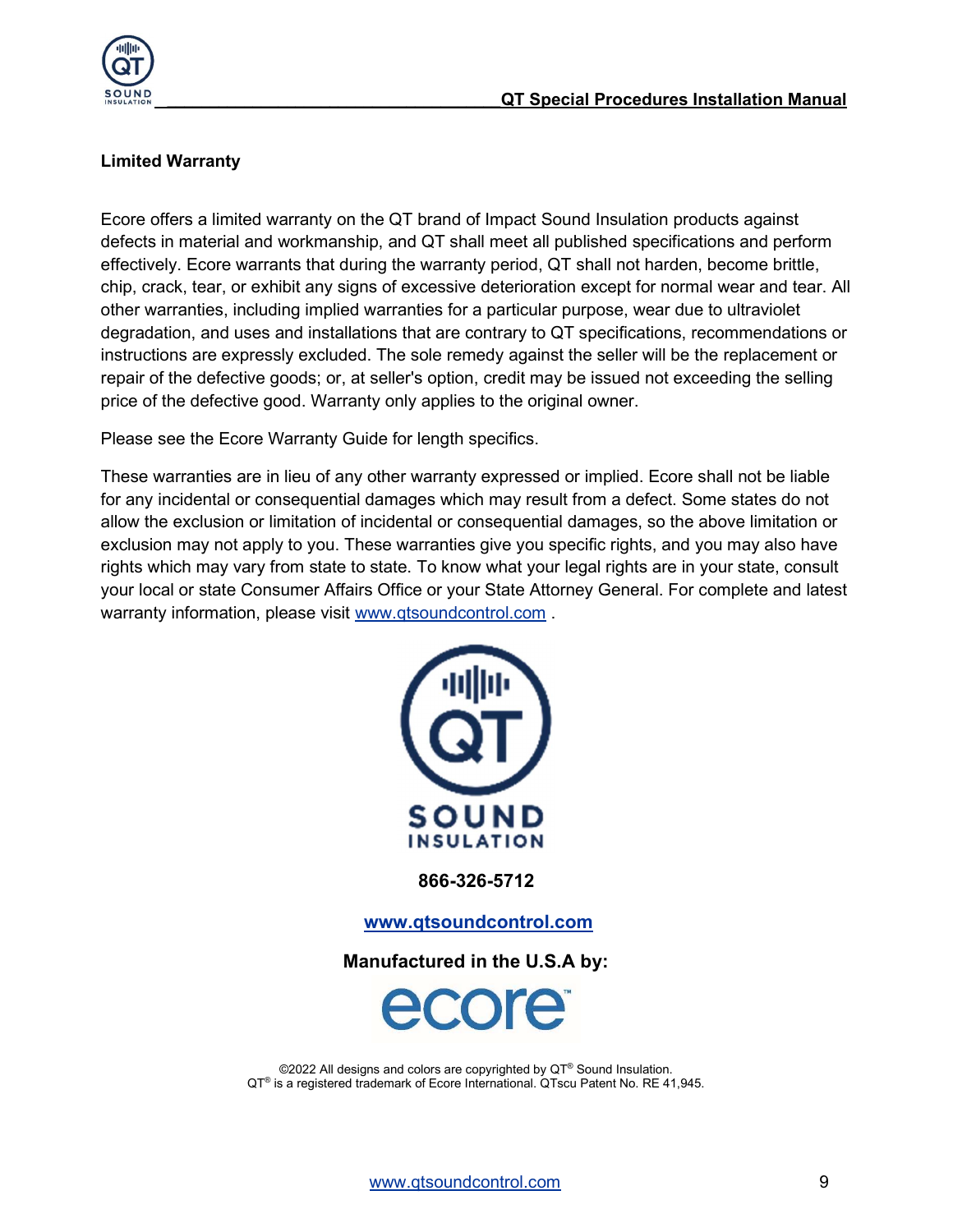## Limited Warranty

Ecore offers a limited warranty on the QT brand of Impact Sound Insulation products against defects in material and workmanship, and QT shall meet all published specifications and perform effectively. Ecore warrants that during the warranty period, QT shall not harden, become brittle, chip, crack, tear, or exhibit any signs of excessive deterioration except for normal wear and tear. All other warranties, including implied warranties for a particular purpose, wear due to ultraviolet degradation, and uses and installations that are contrary to QT specifications, recommendations or instructions are expressly excluded. The sole remedy against the seller will be the replacement or repair of the defective goods; or, at seller's option, credit may be issued not exceeding the selling price of the defective good. Warranty only applies to the original owner.

Please see the Ecore Warranty Guide for length specifics.

These warranties are in lieu of any other warranty expressed or implied. Ecore shall not be liable for any incidental or consequential damages which may result from a defect. Some states do not allow the exclusion or limitation of incidental or consequential damages, so the above limitation or exclusion may not apply to you. These warranties give you specific rights, and you may also have rights which may vary from state to state. To know what your legal rights are in your state, consult your local or state Consumer Affairs Office or your State Attorney General. For complete and latest warranty information, please visit [www.qtsoundcontrol.com](http://www.qtsoundcontrol.com) .

QT SOUND INSULATION

**866-326-5712**

**[www.qtsoundcontrol.com](http://www.qtsoundcontrol.com)**

**Manufactured in the U.S.A by:**

ecore

©2022 All designs and colors are copyrighted by QT® Sound Insulation.
QT® is a registered trademark of Ecore International. QTscu Patent No. RE 41,945.